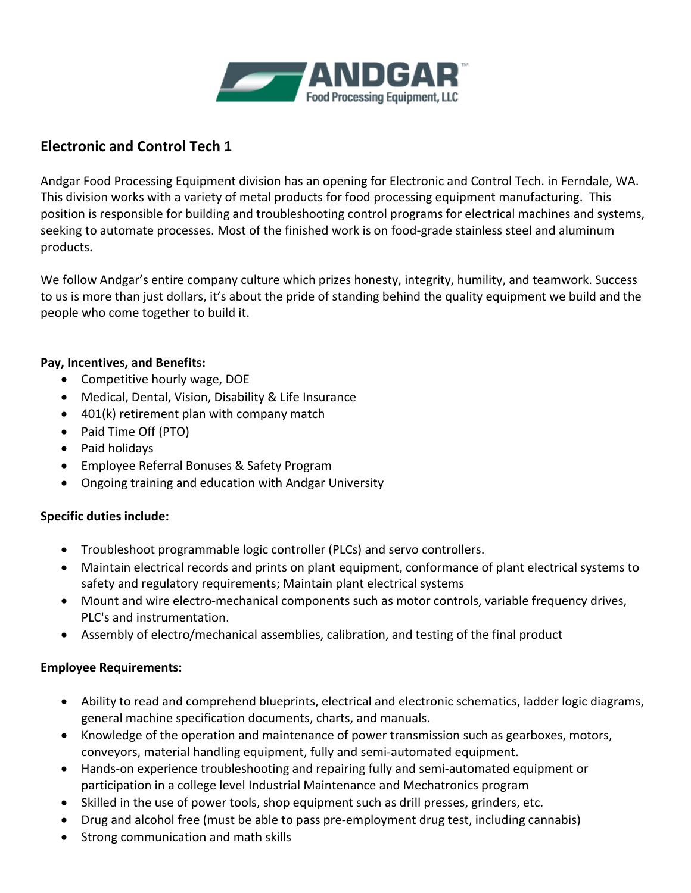ANDGAR™
Food Processing Equipment, LLC

## Electronic and Control Tech 1

Andgar Food Processing Equipment division has an opening for Electronic and Control Tech. in Ferndale, WA. This division works with a variety of metal products for food processing equipment manufacturing. This position is responsible for building and troubleshooting control programs for electrical machines and systems, seeking to automate processes. Most of the finished work is on food-grade stainless steel and aluminum products.

We follow Andgar's entire company culture which prizes honesty, integrity, humility, and teamwork. Success to us is more than just dollars, it's about the pride of standing behind the quality equipment we build and the people who come together to build it.

**Pay, Incentives, and Benefits:**

- Competitive hourly wage, DOE
- Medical, Dental, Vision, Disability & Life Insurance
- 401(k) retirement plan with company match
- Paid Time Off (PTO)
- Paid holidays
- Employee Referral Bonuses & Safety Program
- Ongoing training and education with Andgar University

**Specific duties include:**

- Troubleshoot programmable logic controller (PLCs) and servo controllers.
- Maintain electrical records and prints on plant equipment, conformance of plant electrical systems to safety and regulatory requirements; Maintain plant electrical systems
- Mount and wire electro-mechanical components such as motor controls, variable frequency drives, PLC's and instrumentation.
- Assembly of electro/mechanical assemblies, calibration, and testing of the final product

**Employee Requirements:**

- Ability to read and comprehend blueprints, electrical and electronic schematics, ladder logic diagrams, general machine specification documents, charts, and manuals.
- Knowledge of the operation and maintenance of power transmission such as gearboxes, motors, conveyors, material handling equipment, fully and semi-automated equipment.
- Hands-on experience troubleshooting and repairing fully and semi-automated equipment or participation in a college level Industrial Maintenance and Mechatronics program
- Skilled in the use of power tools, shop equipment such as drill presses, grinders, etc.
- Drug and alcohol free (must be able to pass pre-employment drug test, including cannabis)
- Strong communication and math skills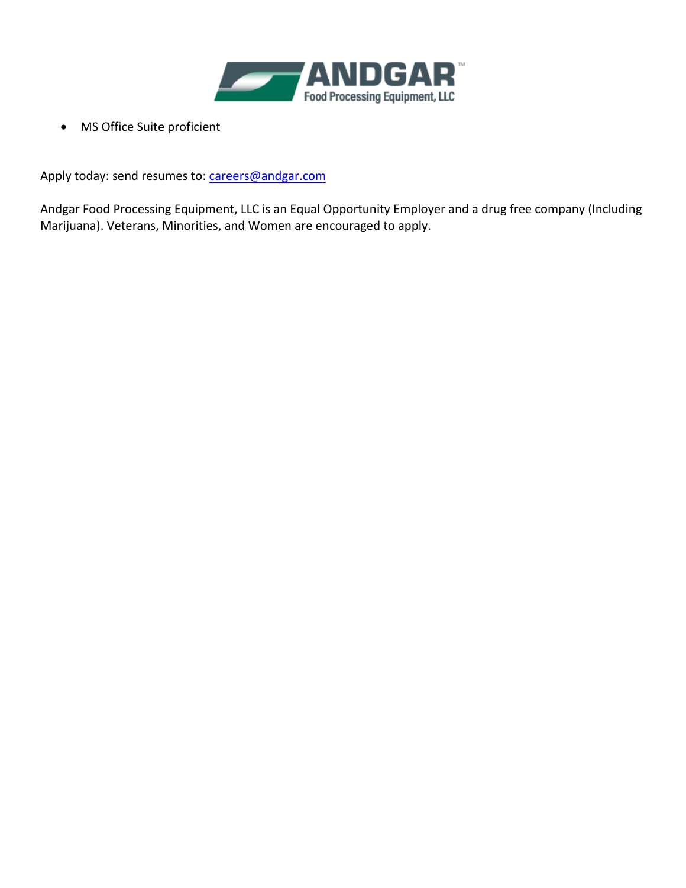- MS Office Suite proficient

Apply today: send resumes to: careers@andgar.com

Andgar Food Processing Equipment, LLC is an Equal Opportunity Employer and a drug free company (Including Marijuana). Veterans, Minorities, and Women are encouraged to apply.